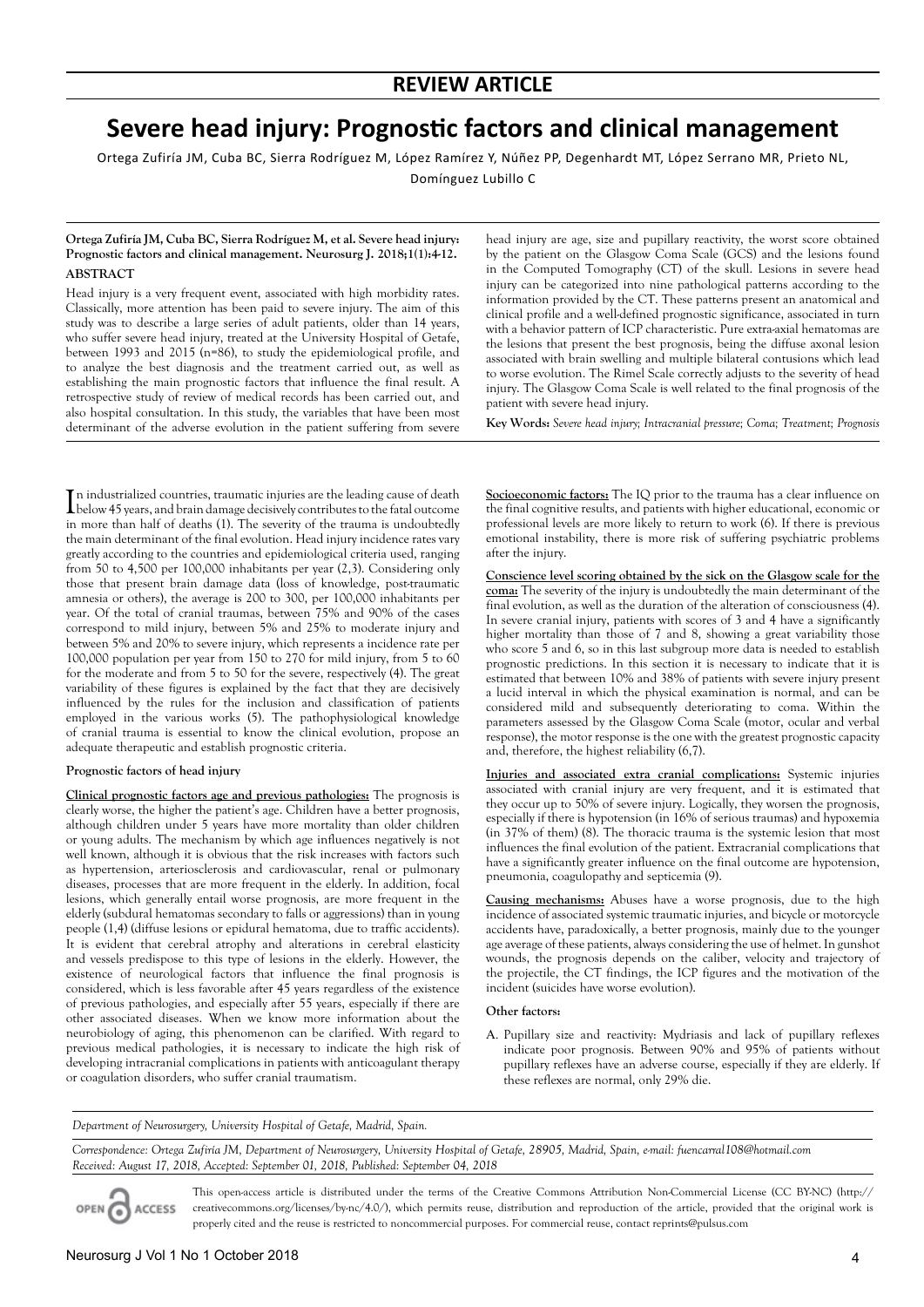## REVIEW ARTICLE

# Severe head injury: Prognostic factors and clinical management

Ortega Zufiría JM, Cuba BC, Sierra Rodríguez M, López Ramírez Y, Núñez PP, Degenhardt MT, López Serrano MR, Prieto NL, Domínguez Lubillo C

**Ortega Zufiría JM, Cuba BC, Sierra Rodríguez M, et al. Severe head injury: Prognostic factors and clinical management. Neurosurg J. 2018;1(1):4-12.**

**ABSTRACT**

Head injury is a very frequent event, associated with high morbidity rates. Classically, more attention has been paid to severe injury. The aim of this study was to describe a large series of adult patients, older than 14 years, who suffer severe head injury, treated at the University Hospital of Getafe, between 1993 and 2015 (n=86), to study the epidemiological profile, and to analyze the best diagnosis and the treatment carried out, as well as establishing the main prognostic factors that influence the final result. A retrospective study of review of medical records has been carried out, and also hospital consultation. In this study, the variables that have been most determinant of the adverse evolution in the patient suffering from severe head injury are age, size and pupillary reactivity, the worst score obtained by the patient on the Glasgow Coma Scale (GCS) and the lesions found in the Computed Tomography (CT) of the skull. Lesions in severe head injury can be categorized into nine pathological patterns according to the information provided by the CT. These patterns present an anatomical and clinical profile and a well-defined prognostic significance, associated in turn with a behavior pattern of ICP characteristic. Pure extra-axial hematomas are the lesions that present the best prognosis, being the diffuse axonal lesion associated with brain swelling and multiple bilateral contusions which lead to worse evolution. The Rimel Scale correctly adjusts to the severity of head injury. The Glasgow Coma Scale is well related to the final prognosis of the patient with severe head injury.

**Key Words:** *Severe head injury; Intracranial pressure; Coma; Treatment; Prognosis*

In industrialized countries, traumatic injuries are the leading cause of death below 45 years, and brain damage decisively contributes to the fatal outcome in more than half of deaths (1). The severity of the trauma is undoubtedly the main determinant of the final evolution. Head injury incidence rates vary greatly according to the countries and epidemiological criteria used, ranging from 50 to 4,500 per 100,000 inhabitants per year (2,3). Considering only those that present brain damage data (loss of knowledge, post-traumatic amnesia or others), the average is 200 to 300, per 100,000 inhabitants per year. Of the total of cranial traumas, between 75% and 90% of the cases correspond to mild injury, between 5% and 25% to moderate injury and between 5% and 20% to severe injury, which represents a incidence rate per 100,000 population per year from 150 to 270 for mild injury, from 5 to 60 for the moderate and from 5 to 50 for the severe, respectively (4). The great variability of these figures is explained by the fact that they are decisively influenced by the rules for the inclusion and classification of patients employed in the various works (5). The pathophysiological knowledge of cranial trauma is essential to know the clinical evolution, propose an adequate therapeutic and establish prognostic criteria.

### Prognostic factors of head injury

**Clinical prognostic factors age and previous pathologies:** The prognosis is clearly worse, the higher the patient's age. Children have a better prognosis, although children under 5 years have more mortality than older children or young adults. The mechanism by which age influences negatively is not well known, although it is obvious that the risk increases with factors such as hypertension, arteriosclerosis and cardiovascular, renal or pulmonary diseases, processes that are more frequent in the elderly. In addition, focal lesions, which generally entail worse prognosis, are more frequent in the elderly (subdural hematomas secondary to falls or aggressions) than in young people (1,4) (diffuse lesions or epidural hematoma, due to traffic accidents). It is evident that cerebral atrophy and alterations in cerebral elasticity and vessels predispose to this type of lesions in the elderly. However, the existence of neurological factors that influence the final prognosis is considered, which is less favorable after 45 years regardless of the existence of previous pathologies, and especially after 55 years, especially if there are other associated diseases. When we know more information about the neurobiology of aging, this phenomenon can be clarified. With regard to previous medical pathologies, it is necessary to indicate the high risk of developing intracranial complications in patients with anticoagulant therapy or coagulation disorders, who suffer cranial traumatism.

**Socioeconomic factors:** The IQ prior to the trauma has a clear influence on the final cognitive results, and patients with higher educational, economic or professional levels are more likely to return to work (6). If there is previous emotional instability, there is more risk of suffering psychiatric problems after the injury.

**Conscience level scoring obtained by the sick on the Glasgow scale for the coma:** The severity of the injury is undoubtedly the main determinant of the final evolution, as well as the duration of the alteration of consciousness (4). In severe cranial injury, patients with scores of 3 and 4 have a significantly higher mortality than those of 7 and 8, showing a great variability those who score 5 and 6, so in this last subgroup more data is needed to establish prognostic predictions. In this section it is necessary to indicate that it is estimated that between 10% and 38% of patients with severe injury present a lucid interval in which the physical examination is normal, and can be considered mild and subsequently deteriorating to coma. Within the parameters assessed by the Glasgow Coma Scale (motor, ocular and verbal response), the motor response is the one with the greatest prognostic capacity and, therefore, the highest reliability (6,7).

**Injuries and associated extra cranial complications:** Systemic injuries associated with cranial injury are very frequent, and it is estimated that they occur up to 50% of severe injury. Logically, they worsen the prognosis, especially if there is hypotension (in 16% of serious traumas) and hypoxemia (in 37% of them) (8). The thoracic trauma is the systemic lesion that most influences the final evolution of the patient. Extracranial complications that have a significantly greater influence on the final outcome are hypotension, pneumonia, coagulopathy and septicemia (9).

**Causing mechanisms:** Abuses have a worse prognosis, due to the high incidence of associated systemic traumatic injuries, and bicycle or motorcycle accidents have, paradoxically, a better prognosis, mainly due to the younger age average of these patients, always considering the use of helmet. In gunshot wounds, the prognosis depends on the caliber, velocity and trajectory of the projectile, the CT findings, the ICP figures and the motivation of the incident (suicides have worse evolution).

**Other factors:**

A. Pupillary size and reactivity: Mydriasis and lack of pupillary reflexes indicate poor prognosis. Between 90% and 95% of patients without pupillary reflexes have an adverse course, especially if they are elderly. If these reflexes are normal, only 29% die.

*Department of Neurosurgery, University Hospital of Getafe, Madrid, Spain.*

*Correspondence: Ortega Zufiría JM, Department of Neurosurgery, University Hospital of Getafe, 28905, Madrid, Spain, e-mail: fuencarral108@hotmail.com*
*Received: August 17, 2018, Accepted: September 01, 2018, Published: September 04, 2018*

This open-access article is distributed under the terms of the Creative Commons Attribution Non-Commercial License (CC BY-NC) (http://creativecommons.org/licenses/by-nc/4.0/), which permits reuse, distribution and reproduction of the article, provided that the original work is properly cited and the reuse is restricted to noncommercial purposes. For commercial reuse, contact reprints@pulsus.com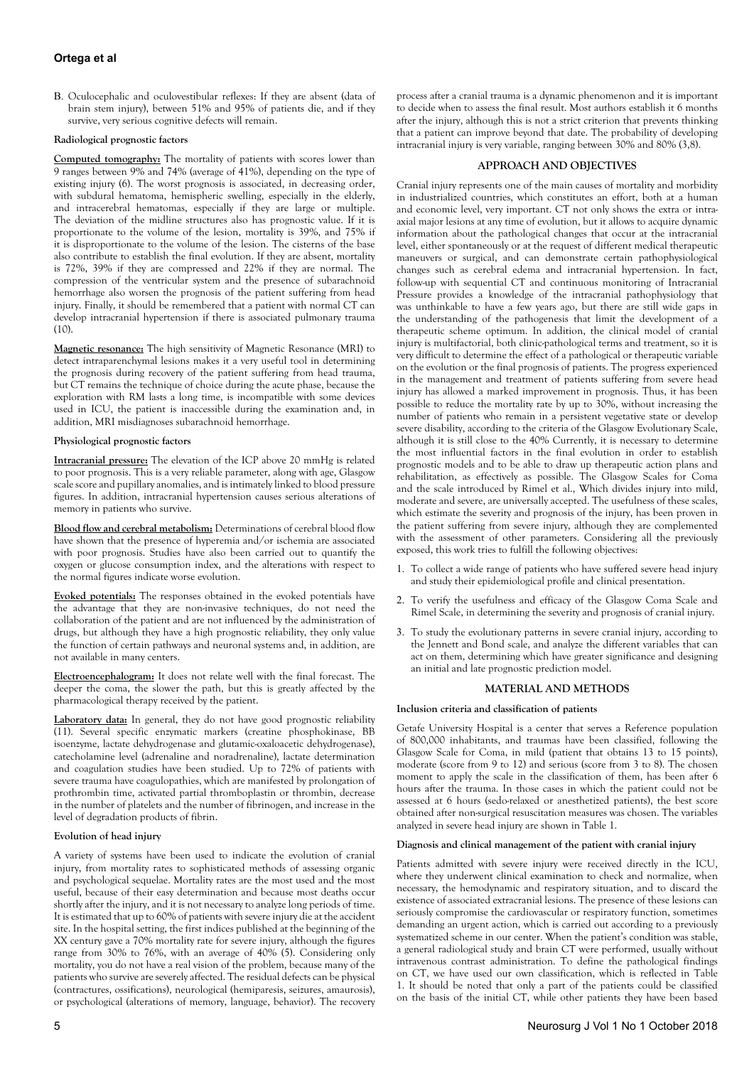B. Oculocephalic and oculovestibular reflexes: If they are absent (data of brain stem injury), between 51% and 95% of patients die, and if they survive, very serious cognitive defects will remain.

#### Radiological prognostic factors

**Computed tomography:** The mortality of patients with scores lower than 9 ranges between 9% and 74% (average of 41%), depending on the type of existing injury (6). The worst prognosis is associated, in decreasing order, with subdural hematoma, hemispheric swelling, especially in the elderly, and intracerebral hematomas, especially if they are large or multiple. The deviation of the midline structures also has prognostic value. If it is proportionate to the volume of the lesion, mortality is 39%, and 75% if it is disproportionate to the volume of the lesion. The cisterns of the base also contribute to establish the final evolution. If they are absent, mortality is 72%, 39% if they are compressed and 22% if they are normal. The compression of the ventricular system and the presence of subarachnoid hemorrhage also worsen the prognosis of the patient suffering from head injury. Finally, it should be remembered that a patient with normal CT can develop intracranial hypertension if there is associated pulmonary trauma (10).

**Magnetic resonance:** The high sensitivity of Magnetic Resonance (MRI) to detect intraparenchymal lesions makes it a very useful tool in determining the prognosis during recovery of the patient suffering from head trauma, but CT remains the technique of choice during the acute phase, because the exploration with RM lasts a long time, is incompatible with some devices used in ICU, the patient is inaccessible during the examination and, in addition, MRI misdiagnoses subarachnoid hemorrhage.

#### Physiological prognostic factors

**Intracranial pressure:** The elevation of the ICP above 20 mmHg is related to poor prognosis. This is a very reliable parameter, along with age, Glasgow scale score and pupillary anomalies, and is intimately linked to blood pressure figures. In addition, intracranial hypertension causes serious alterations of memory in patients who survive.

**Blood flow and cerebral metabolism:** Determinations of cerebral blood flow have shown that the presence of hyperemia and/or ischemia are associated with poor prognosis. Studies have also been carried out to quantify the oxygen or glucose consumption index, and the alterations with respect to the normal figures indicate worse evolution.

**Evoked potentials:** The responses obtained in the evoked potentials have the advantage that they are non-invasive techniques, do not need the collaboration of the patient and are not influenced by the administration of drugs, but although they have a high prognostic reliability, they only value the function of certain pathways and neuronal systems and, in addition, are not available in many centers.

**Electroencephalogram:** It does not relate well with the final forecast. The deeper the coma, the slower the path, but this is greatly affected by the pharmacological therapy received by the patient.

**Laboratory data:** In general, they do not have good prognostic reliability (11). Several specific enzymatic markers (creatine phosphokinase, BB isoenzyme, lactate dehydrogenase and glutamic-oxaloacetic dehydrogenase), catecholamine level (adrenaline and noradrenaline), lactate determination and coagulation studies have been studied. Up to 72% of patients with severe trauma have coagulopathies, which are manifested by prolongation of prothrombin time, activated partial thromboplastin or thrombin, decrease in the number of platelets and the number of fibrinogen, and increase in the level of degradation products of fibrin.

#### Evolution of head injury

A variety of systems have been used to indicate the evolution of cranial injury, from mortality rates to sophisticated methods of assessing organic and psychological sequelae. Mortality rates are the most used and the most useful, because of their easy determination and because most deaths occur shortly after the injury, and it is not necessary to analyze long periods of time. It is estimated that up to 60% of patients with severe injury die at the accident site. In the hospital setting, the first indices published at the beginning of the XX century gave a 70% mortality rate for severe injury, although the figures range from 30% to 76%, with an average of 40% (5). Considering only mortality, you do not have a real vision of the problem, because many of the patients who survive are severely affected. The residual defects can be physical (contractures, ossifications), neurological (hemiparesis, seizures, amaurosis), or psychological (alterations of memory, language, behavior). The recovery process after a cranial trauma is a dynamic phenomenon and it is important to decide when to assess the final result. Most authors establish it 6 months after the injury, although this is not a strict criterion that prevents thinking that a patient can improve beyond that date. The probability of developing intracranial injury is very variable, ranging between 30% and 80% (3,8).

## APPROACH AND OBJECTIVES

Cranial injury represents one of the main causes of mortality and morbidity in industrialized countries, which constitutes an effort, both at a human and economic level, very important. CT not only shows the extra or intra-axial major lesions at any time of evolution, but it allows to acquire dynamic information about the pathological changes that occur at the intracranial level, either spontaneously or at the request of different medical therapeutic maneuvers or surgical, and can demonstrate certain pathophysiological changes such as cerebral edema and intracranial hypertension. In fact, follow-up with sequential CT and continuous monitoring of Intracranial Pressure provides a knowledge of the intracranial pathophysiology that was unthinkable to have a few years ago, but there are still wide gaps in the understanding of the pathogenesis that limit the development of a therapeutic scheme optimum. In addition, the clinical model of cranial injury is multifactorial, both clinic-pathological terms and treatment, so it is very difficult to determine the effect of a pathological or therapeutic variable on the evolution or the final prognosis of patients. The progress experienced in the management and treatment of patients suffering from severe head injury has allowed a marked improvement in prognosis. Thus, it has been possible to reduce the mortality rate by up to 30%, without increasing the number of patients who remain in a persistent vegetative state or develop severe disability, according to the criteria of the Glasgow Evolutionary Scale, although it is still close to the 40% Currently, it is necessary to determine the most influential factors in the final evolution in order to establish prognostic models and to be able to draw up therapeutic action plans and rehabilitation, as effectively as possible. The Glasgow Scales for Coma and the scale introduced by Rimel et al., Which divides injury into mild, moderate and severe, are universally accepted. The usefulness of these scales, which estimate the severity and prognosis of the injury, has been proven in the patient suffering from severe injury, although they are complemented with the assessment of other parameters. Considering all the previously exposed, this work tries to fulfill the following objectives:

1. To collect a wide range of patients who have suffered severe head injury and study their epidemiological profile and clinical presentation.
2. To verify the usefulness and efficacy of the Glasgow Coma Scale and Rimel Scale, in determining the severity and prognosis of cranial injury.
3. To study the evolutionary patterns in severe cranial injury, according to the Jennett and Bond scale, and analyze the different variables that can act on them, determining which have greater significance and designing an initial and late prognostic prediction model.

## MATERIAL AND METHODS

#### Inclusion criteria and classification of patients

Getafe University Hospital is a center that serves a Reference population of 800,000 inhabitants, and traumas have been classified, following the Glasgow Scale for Coma, in mild (patient that obtains 13 to 15 points), moderate (score from 9 to 12) and serious (score from 3 to 8). The chosen moment to apply the scale in the classification of them, has been after 6 hours after the trauma. In those cases in which the patient could not be assessed at 6 hours (sedo-relaxed or anesthetized patients), the best score obtained after non-surgical resuscitation measures was chosen. The variables analyzed in severe head injury are shown in Table 1.

#### Diagnosis and clinical management of the patient with cranial injury

Patients admitted with severe injury were received directly in the ICU, where they underwent clinical examination to check and normalize, when necessary, the hemodynamic and respiratory situation, and to discard the existence of associated extracranial lesions. The presence of these lesions can seriously compromise the cardiovascular or respiratory function, sometimes demanding an urgent action, which is carried out according to a previously systematized scheme in our center. When the patient's condition was stable, a general radiological study and brain CT were performed, usually without intravenous contrast administration. To define the pathological findings on CT, we have used our own classification, which is reflected in Table 1. It should be noted that only a part of the patients could be classified on the basis of the initial CT, while other patients they have been based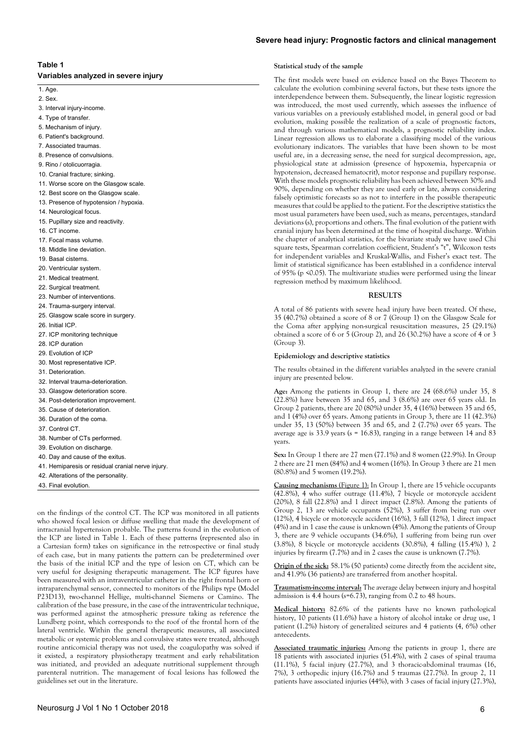**Table 1**

**Variables analyzed in severe head injury**

1. Age.
2. Sex.
3. Interval injury-income.
4. Type of transfer.
5. Mechanism of injury.
6. Patient's background.
7. Associated traumas.
8. Presence of convulsions.
9. Rino / otolicuorragia.
10. Cranial fracture; sinking.
11. Worse score on the Glasgow scale.
12. Best score on the Glasgow scale.
13. Presence of hypotension / hypoxia.
14. Neurological focus.
15. Pupillary size and reactivity.
16. CT income.
17. Focal mass volume.
18. Middle line deviation.
19. Basal cisterns.
20. Ventricular system.
21. Medical treatment.
22. Surgical treatment.
23. Number of interventions.
24. Trauma-surgery interval.
25. Glasgow scale score in surgery.
26. Initial ICP.
27. ICP monitoring technique
28. ICP duration
29. Evolution of ICP
30. Most representative ICP.
31. Deterioration.
32. Interval trauma-deterioration.
33. Glasgow deterioration score.
34. Post-deterioration improvement.
35. Cause of deterioration.
36. Duration of the coma.
37. Control CT.
38. Number of CTs performed.
39. Evolution on discharge.
40. Day and cause of the exitus.
41. Hemiparesis or residual cranial nerve injury.
42. Alterations of the personality.
43. Final evolution.

on the findings of the control CT. The ICP was monitored in all patients who showed focal lesion or diffuse swelling that made the development of intracranial hypertension probable. The patterns found in the evolution of the ICP are listed in Table 1. Each of these patterns (represented also in a Cartesian form) takes on significance in the retrospective or final study of each case, but in many patients the pattern can be predetermined over the basis of the initial ICP and the type of lesion on CT, which can be very useful for designing therapeutic management. The ICP figures have been measured with an intraventricular catheter in the right frontal horn or intraparenchymal sensor, connected to monitors of the Philips type (Model P23D13), two-channel Hellige, multi-channel Siemens or Camino. The calibration of the base pressure, in the case of the intraventricular technique, was performed against the atmospheric pressure taking as reference the Lundberg point, which corresponds to the roof of the frontal horn of the lateral ventricle. Within the general therapeutic measures, all associated metabolic or systemic problems and convulsive states were treated, although routine anticomicial therapy was not used, the coagulopathy was solved if it existed, a respiratory physiotherapy treatment and early rehabilitation was initiated, and provided an adequate nutritional supplement through parenteral nutrition. The management of focal lesions has followed the guidelines set out in the literature.

**Statistical study of the sample**

The first models were based on evidence based on the Bayes Theorem to calculate the evolution combining several factors, but these tests ignore the interdependence between them. Subsequently, the linear logistic regression was introduced, the most used currently, which assesses the influence of various variables on a previously established model, in general good or bad evolution, making possible the realization of a scale of prognostic factors, and through various mathematical models, a prognostic reliability index. Linear regression allows us to elaborate a classifying model of the various evolutionary indicators. The variables that have been shown to be most useful are, in a decreasing sense, the need for surgical decompression, age, physiological state at admission (presence of hypoxemia, hypercapnia or hypotension, decreased hematocrit), motor response and pupillary response. With these models prognostic reliability has been achieved between 30% and 90%, depending on whether they are used early or late, always considering falsely optimistic forecasts so as not to interfere in the possible therapeutic measures that could be applied to the patient. For the descriptive statistics the most usual parameters have been used, such as means, percentages, standard deviations (s), proportions and others. The final evolution of the patient with cranial injury has been determined at the time of hospital discharge. Within the chapter of analytical statistics, for the bivariate study we have used Chi square tests, Spearman correlation coefficient, Student's "t", Wilcoxon tests for independent variables and Kruskal-Wallis, and Fisher's exact test. The limit of statistical significance has been established in a confidence interval of 95% ($p < 0.05$). The multivariate studies were performed using the linear regression method by maximum likelihood.

## RESULTS

A total of 86 patients with severe head injury have been treated. Of these, 35 (40.7%) obtained a score of 8 or 7 (Group 1) on the Glasgow Scale for the Coma after applying non-surgical resuscitation measures, 25 (29.1%) obtained a score of 6 or 5 (Group 2), and 26 (30.2%) have a score of 4 or 3 (Group 3).

**Epidemiology and descriptive statistics**

The results obtained in the different variables analyzed in the severe cranial injury are presented below.

**Age:** Among the patients in Group 1, there are 24 (68.6%) under 35, 8 (22.8%) have between 35 and 65, and 3 (8.6%) are over 65 years old. In Group 2 patients, there are 20 (80%) under 35, 4 (16%) between 35 and 65, and 1 (4%) over 65 years. Among patients in Group 3, there are 11 (42.3%) under 35, 13 (50%) between 35 and 65, and 2 (7.7%) over 65 years. The average age is 33.9 years (s = 16.83), ranging in a range between 14 and 83 years.

**Sex:** In Group 1 there are 27 men (77.1%) and 8 women (22.9%). In Group 2 there are 21 men (84%) and 4 women (16%). In Group 3 there are 21 men (80.8%) and 5 women (19.2%).

**Causing mechanisms** (Figure 1): In Group 1, there are 15 vehicle occupants (42.8%), 4 who suffer outrage (11.4%), 7 bicycle or motorcycle accident (20%), 8 fall (22.8%) and 1 direct impact (2.8%). Among the patients of Group 2, 13 are vehicle occupants (52%), 3 suffer from being run over (12%), 4 bicycle or motorcycle accident (16%), 3 fall (12%), 1 direct impact (4%) and in 1 case the cause is unknown (4%). Among the patients of Group 3, there are 9 vehicle occupants (34.6%), 1 suffering from being run over (3.8%), 8 bicycle or motorcycle accidents (30.8%), 4 falling (15.4%) ), 2 injuries by firearm (7.7%) and in 2 cases the cause is unknown (7.7%).

**Origin of the sick:** 58.1% (50 patients) come directly from the accident site, and 41.9% (36 patients) are transferred from another hospital.

**Traumatism-income interval:** The average delay between injury and hospital admission is 4.4 hours (s=6.73), ranging from 0.2 to 48 hours.

**Medical history:** 82.6% of the patients have no known pathological history, 10 patients (11.6%) have a history of alcohol intake or drug use, 1 patient (1.2%) history of generalized seizures and 4 patients (4, 6%) other antecedents.

**Associated traumatic injuries:** Among the patients in group 1, there are 18 patients with associated injuries (51.4%), with 2 cases of spinal trauma (11.1%), 5 facial injury (27.7%), and 3 thoracic-abdominal traumas (16, 7%), 3 orthopedic injury (16.7%) and 5 traumas (27.7%). In group 2, 11 patients have associated injuries (44%), with 3 cases of facial injury (27.3%),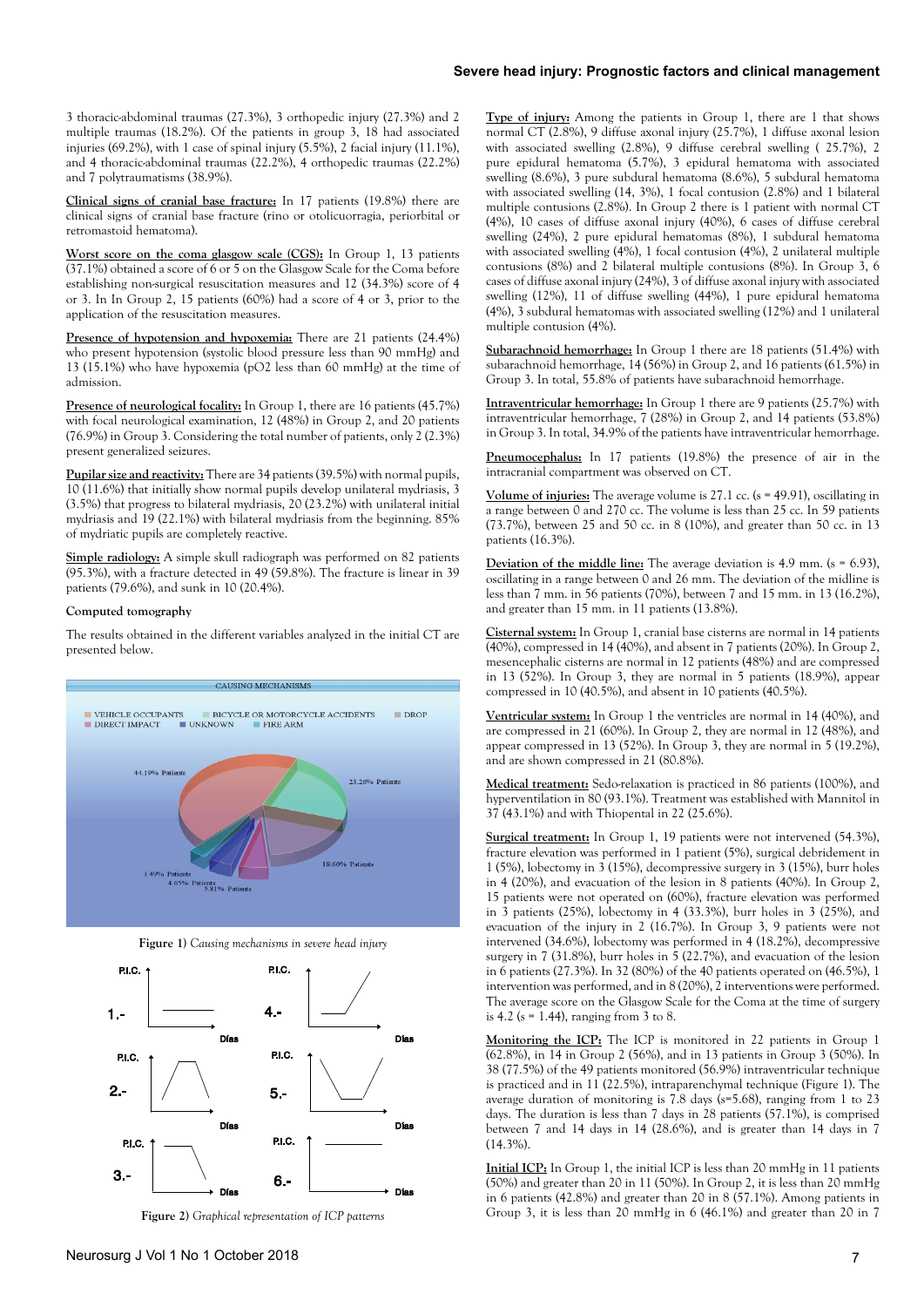3 thoracic-abdominal traumas (27.3%), 3 orthopedic injury (27.3%) and 2 multiple traumas (18.2%). Of the patients in group 3, 18 had associated injuries (69.2%), with 1 case of spinal injury (5.5%), 2 facial injury (11.1%), and 4 thoracic-abdominal traumas (22.2%), 4 orthopedic traumas (22.2%) and 7 polytraumatisms (38.9%).

**Clinical signs of cranial base fracture:** In 17 patients (19.8%) there are clinical signs of cranial base fracture (rino or otolicuorragia, periorbital or retromastoid hematoma).

**Worst score on the coma glasgow scale (CGS):** In Group 1, 13 patients (37.1%) obtained a score of 6 or 5 on the Glasgow Scale for the Coma before establishing non-surgical resuscitation measures and 12 (34.3%) score of 4 or 3. In In Group 2, 15 patients (60%) had a score of 4 or 3, prior to the application of the resuscitation measures.

**Presence of hypotension and hypoxemia:** There are 21 patients (24.4%) who present hypotension (systolic blood pressure less than 90 mmHg) and 13 (15.1%) who have hypoxemia (pO2 less than 60 mmHg) at the time of admission.

**Presence of neurological focality:** In Group 1, there are 16 patients (45.7%) with focal neurological examination, 12 (48%) in Group 2, and 20 patients (76.9%) in Group 3. Considering the total number of patients, only 2 (2.3%) present generalized seizures.

**Pupilar size and reactivity:** There are 34 patients (39.5%) with normal pupils, 10 (11.6%) that initially show normal pupils develop unilateral mydriasis, 3 (3.5%) that progress to bilateral mydriasis, 20 (23.2%) with unilateral initial mydriasis and 19 (22.1%) with bilateral mydriasis from the beginning. 85% of mydriatic pupils are completely reactive.

**Simple radiology:** A simple skull radiograph was performed on 82 patients (95.3%), with a fracture detected in 49 (59.8%). The fracture is linear in 39 patients (79.6%), and sunk in 10 (20.4%).

**Computed tomography**

The results obtained in the different variables analyzed in the initial CT are presented below.

Figure 1) *Causing mechanisms in severe head injury*

Figure 2) *Graphical representation of ICP patterns*

**Type of injury:** Among the patients in Group 1, there are 1 that shows normal CT (2.8%), 9 diffuse axonal injury (25.7%), 1 diffuse axonal lesion with associated swelling (2.8%), 9 diffuse cerebral swelling ( 25.7%), 2 pure epidural hematoma (5.7%), 3 epidural hematoma with associated swelling (8.6%), 3 pure subdural hematoma (8.6%), 5 subdural hematoma with associated swelling (14, 3%), 1 focal contusion (2.8%) and 1 bilateral multiple contusions (2.8%). In Group 2 there is 1 patient with normal CT (4%), 10 cases of diffuse axonal injury (40%), 6 cases of diffuse cerebral swelling (24%), 2 pure epidural hematomas (8%), 1 subdural hematoma with associated swelling (4%), 1 focal contusion (4%), 2 unilateral multiple contusions (8%) and 2 bilateral multiple contusions (8%). In Group 3, 6 cases of diffuse axonal injury (24%), 3 of diffuse axonal injury with associated swelling (12%), 11 of diffuse swelling (44%), 1 pure epidural hematoma (4%), 3 subdural hematomas with associated swelling (12%) and 1 unilateral multiple contusion (4%).

**Subarachnoid hemorrhage:** In Group 1 there are 18 patients (51.4%) with subarachnoid hemorrhage, 14 (56%) in Group 2, and 16 patients (61.5%) in Group 3. In total, 55.8% of patients have subarachnoid hemorrhage.

**Intraventricular hemorrhage:** In Group 1 there are 9 patients (25.7%) with intraventricular hemorrhage, 7 (28%) in Group 2, and 14 patients (53.8%) in Group 3. In total, 34.9% of the patients have intraventricular hemorrhage.

**Pneumocephalus:** In 17 patients (19.8%) the presence of air in the intracranial compartment was observed on CT.

**Volume of injuries:** The average volume is 27.1 cc. (s = 49.91), oscillating in a range between 0 and 270 cc. The volume is less than 25 cc. In 59 patients (73.7%), between 25 and 50 cc. in 8 (10%), and greater than 50 cc. in 13 patients (16.3%).

**Deviation of the middle line:** The average deviation is 4.9 mm. (s = 6.93), oscillating in a range between 0 and 26 mm. The deviation of the midline is less than 7 mm. in 56 patients (70%), between 7 and 15 mm. in 13 (16.2%), and greater than 15 mm. in 11 patients (13.8%).

**Cisternal system:** In Group 1, cranial base cisterns are normal in 14 patients (40%), compressed in 14 (40%), and absent in 7 patients (20%). In Group 2, mesencephalic cisterns are normal in 12 patients (48%) and are compressed in 13 (52%). In Group 3, they are normal in 5 patients (18.9%), appear compressed in 10 (40.5%), and absent in 10 patients (40.5%).

**Ventricular system:** In Group 1 the ventricles are normal in 14 (40%), and are compressed in 21 (60%). In Group 2, they are normal in 12 (48%), and appear compressed in 13 (52%). In Group 3, they are normal in 5 (19.2%), and are shown compressed in 21 (80.8%).

**Medical treatment:** Sedo-relaxation is practiced in 86 patients (100%), and hyperventilation in 80 (93.1%). Treatment was established with Mannitol in 37 (43.1%) and with Thiopental in 22 (25.6%).

**Surgical treatment:** In Group 1, 19 patients were not intervened (54.3%), fracture elevation was performed in 1 patient (5%), surgical debridement in 1 (5%), lobectomy in 3 (15%), decompressive surgery in 3 (15%), burr holes in 4 (20%), and evacuation of the lesion in 8 patients (40%). In Group 2, 15 patients were not operated on (60%), fracture elevation was performed in 3 patients (25%), lobectomy in 4 (33.3%), burr holes in 3 (25%), and evacuation of the injury in 2 (16.7%). In Group 3, 9 patients were not intervened (34.6%), lobectomy was performed in 4 (18.2%), decompressive surgery in 7 (31.8%), burr holes in 5 (22.7%), and evacuation of the lesion in 6 patients (27.3%). In 32 (80%) of the 40 patients operated on (46.5%), 1 intervention was performed, and in 8 (20%), 2 interventions were performed. The average score on the Glasgow Scale for the Coma at the time of surgery is 4.2 (s = 1.44), ranging from 3 to 8.

**Monitoring the ICP:** The ICP is monitored in 22 patients in Group 1 (62.8%), in 14 in Group 2 (56%), and in 13 patients in Group 3 (50%). In 38 (77.5%) of the 49 patients monitored (56.9%) intraventricular technique is practiced and in 11 (22.5%), intraparenchymal technique (Figure 1). The average duration of monitoring is 7.8 days (s=5.68), ranging from 1 to 23 days. The duration is less than 7 days in 28 patients (57.1%), is comprised between 7 and 14 days in 14 (28.6%), and is greater than 14 days in 7 (14.3%).

**Initial ICP:** In Group 1, the initial ICP is less than 20 mmHg in 11 patients (50%) and greater than 20 in 11 (50%). In Group 2, it is less than 20 mmHg in 6 patients (42.8%) and greater than 20 in 8 (57.1%). Among patients in Group 3, it is less than 20 mmHg in 6 (46.1%) and greater than 20 in 7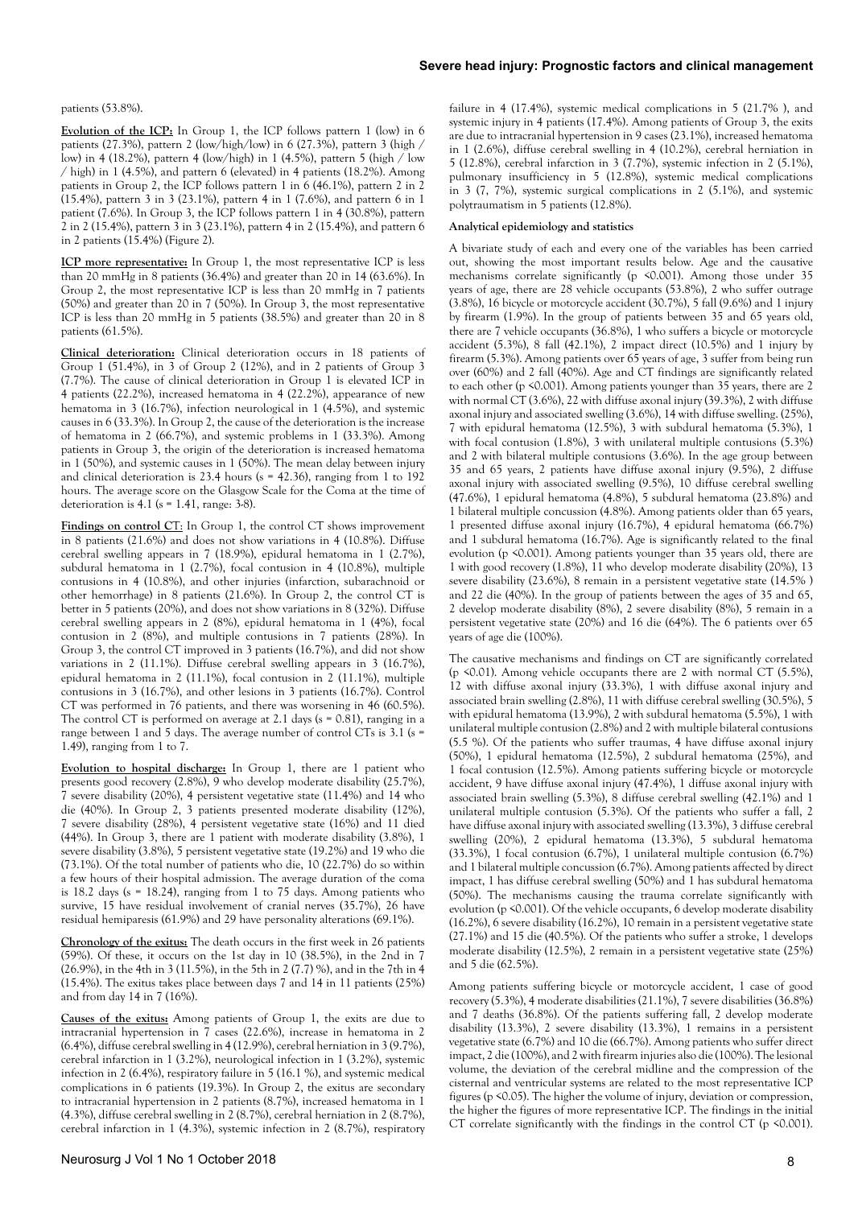patients (53.8%).

**Evolution of the ICP:** In Group 1, the ICP follows pattern 1 (low) in 6 patients (27.3%), pattern 2 (low/high/low) in 6 (27.3%), pattern 3 (high / low) in 4 (18.2%), pattern 4 (low/high) in 1 (4.5%), pattern 5 (high / low / high) in 1 (4.5%), and pattern 6 (elevated) in 4 patients (18.2%). Among patients in Group 2, the ICP follows pattern 1 in 6 (46.1%), pattern 2 in 2 (15.4%), pattern 3 in 3 (23.1%), pattern 4 in 1 (7.6%), and pattern 6 in 1 patient (7.6%). In Group 3, the ICP follows pattern 1 in 4 (30.8%), pattern 2 in 2 (15.4%), pattern 3 in 3 (23.1%), pattern 4 in 2 (15.4%), and pattern 6 in 2 patients (15.4%) (Figure 2).

**ICP more representative:** In Group 1, the most representative ICP is less than 20 mmHg in 8 patients (36.4%) and greater than 20 in 14 (63.6%). In Group 2, the most representative ICP is less than 20 mmHg in 7 patients (50%) and greater than 20 in 7 (50%). In Group 3, the most representative ICP is less than 20 mmHg in 5 patients (38.5%) and greater than 20 in 8 patients (61.5%).

**Clinical deterioration:** Clinical deterioration occurs in 18 patients of Group 1 (51.4%), in 3 of Group 2 (12%), and in 2 patients of Group 3 (7.7%). The cause of clinical deterioration in Group 1 is elevated ICP in 4 patients (22.2%), increased hematoma in 4 (22.2%), appearance of new hematoma in 3 (16.7%), infection neurological in 1 (4.5%), and systemic causes in 6 (33.3%). In Group 2, the cause of the deterioration is the increase of hematoma in 2 (66.7%), and systemic problems in 1 (33.3%). Among patients in Group 3, the origin of the deterioration is increased hematoma in 1 (50%), and systemic causes in 1 (50%). The mean delay between injury and clinical deterioration is 23.4 hours (s = 42.36), ranging from 1 to 192 hours. The average score on the Glasgow Scale for the Coma at the time of deterioration is 4.1 (s = 1.41, range: 3-8).

**Findings on control CT:** In Group 1, the control CT shows improvement in 8 patients (21.6%) and does not show variations in 4 (10.8%). Diffuse cerebral swelling appears in 7 (18.9%), epidural hematoma in 1 (2.7%), subdural hematoma in 1 (2.7%), focal contusion in 4 (10.8%), multiple contusions in 4 (10.8%), and other injuries (infarction, subarachnoid or other hemorrhage) in 8 patients (21.6%). In Group 2, the control CT is better in 5 patients (20%), and does not show variations in 8 (32%). Diffuse cerebral swelling appears in 2 (8%), epidural hematoma in 1 (4%), focal contusion in 2 (8%), and multiple contusions in 7 patients (28%). In Group 3, the control CT improved in 3 patients (16.7%), and did not show variations in 2 (11.1%). Diffuse cerebral swelling appears in 3 (16.7%), epidural hematoma in 2 (11.1%), focal contusion in 2 (11.1%), multiple contusions in 3 (16.7%), and other lesions in 3 patients (16.7%). Control CT was performed in 76 patients, and there was worsening in 46 (60.5%). The control CT is performed on average at 2.1 days (s = 0.81), ranging in a range between 1 and 5 days. The average number of control CTs is 3.1 (s = 1.49), ranging from 1 to 7.

**Evolution to hospital discharge:** In Group 1, there are 1 patient who presents good recovery (2.8%), 9 who develop moderate disability (25.7%), 7 severe disability (20%), 4 persistent vegetative state (11.4%) and 14 who die (40%). In Group 2, 3 patients presented moderate disability (12%), 7 severe disability (28%), 4 persistent vegetative state (16%) and 11 died (44%). In Group 3, there are 1 patient with moderate disability (3.8%), 1 severe disability (3.8%), 5 persistent vegetative state (19.2%) and 19 who die (73.1%). Of the total number of patients who die, 10 (22.7%) do so within a few hours of their hospital admission. The average duration of the coma is 18.2 days (s = 18.24), ranging from 1 to 75 days. Among patients who survive, 15 have residual involvement of cranial nerves (35.7%), 26 have residual hemiparesis (61.9%) and 29 have personality alterations (69.1%).

**Chronology of the exitus:** The death occurs in the first week in 26 patients (59%). Of these, it occurs on the 1st day in 10 (38.5%), in the 2nd in 7 (26.9%), in the 4th in 3 (11.5%), in the 5th in 2 (7.7) %), and in the 7th in 4 (15.4%). The exitus takes place between days 7 and 14 in 11 patients (25%) and from day 14 in 7 (16%).

**Causes of the exitus:** Among patients of Group 1, the exits are due to intracranial hypertension in 7 cases (22.6%), increase in hematoma in 2 (6.4%), diffuse cerebral swelling in 4 (12.9%), cerebral herniation in 3 (9.7%), cerebral infarction in 1 (3.2%), neurological infection in 1 (3.2%), systemic infection in 2 (6.4%), respiratory failure in 5 (16.1 %), and systemic medical complications in 6 patients (19.3%). In Group 2, the exitus are secondary to intracranial hypertension in 2 patients (8.7%), increased hematoma in 1 (4.3%), diffuse cerebral swelling in 2 (8.7%), cerebral herniation in 2 (8.7%), cerebral infarction in 1 (4.3%), systemic infection in 2 (8.7%), respiratory failure in 4 (17.4%), systemic medical complications in 5 (21.7% ), and systemic injury in 4 patients (17.4%). Among patients of Group 3, the exits are due to intracranial hypertension in 9 cases (23.1%), increased hematoma in 1 (2.6%), diffuse cerebral swelling in 4 (10.2%), cerebral herniation in 5 (12.8%), cerebral infarction in 3 (7.7%), systemic infection in 2 (5.1%), pulmonary insufficiency in 5 (12.8%), systemic medical complications in 3 (7, 7%), systemic surgical complications in 2 (5.1%), and systemic polytraumatism in 5 patients (12.8%).

### Analytical epidemiology and statistics

A bivariate study of each and every one of the variables has been carried out, showing the most important results below. Age and the causative mechanisms correlate significantly ($p < 0.001$). Among those under 35 years of age, there are 28 vehicle occupants (53.8%), 2 who suffer outrage (3.8%), 16 bicycle or motorcycle accident (30.7%), 5 fall (9.6%) and 1 injury by firearm (1.9%). In the group of patients between 35 and 65 years old, there are 7 vehicle occupants (36.8%), 1 who suffers a bicycle or motorcycle accident (5.3%), 8 fall (42.1%), 2 impact direct (10.5%) and 1 injury by firearm (5.3%). Among patients over 65 years of age, 3 suffer from being run over (60%) and 2 fall (40%). Age and CT findings are significantly related to each other ($p < 0.001$). Among patients younger than 35 years, there are 2 with normal CT (3.6%), 22 with diffuse axonal injury (39.3%), 2 with diffuse axonal injury and associated swelling (3.6%), 14 with diffuse swelling. (25%), 7 with epidural hematoma (12.5%), 3 with subdural hematoma (5.3%), 1 with focal contusion (1.8%), 3 with unilateral multiple contusions (5.3%) and 2 with bilateral multiple contusions (3.6%). In the age group between 35 and 65 years, 2 patients have diffuse axonal injury (9.5%), 2 diffuse axonal injury with associated swelling (9.5%), 10 diffuse cerebral swelling (47.6%), 1 epidural hematoma (4.8%), 5 subdural hematoma (23.8%) and 1 bilateral multiple concussion (4.8%). Among patients older than 65 years, 1 presented diffuse axonal injury (16.7%), 4 epidural hematoma (66.7%) and 1 subdural hematoma (16.7%). Age is significantly related to the final evolution ($p < 0.001$). Among patients younger than 35 years old, there are 1 with good recovery (1.8%), 11 who develop moderate disability (20%), 13 severe disability (23.6%), 8 in a persistent vegetative state (14.5% ) and 22 die (40%). In the group of patients between the ages of 35 and 65, 2 develop moderate disability (8%), 2 severe disability (8%), 5 remain in a persistent vegetative state (20%) and 16 die (64%). The 6 patients over 65 years of age die (100%).

The causative mechanisms and findings on CT are significantly correlated ($p < 0.01$). Among vehicle occupants there are 2 with normal CT (5.5%), 12 with diffuse axonal injury (33.3%), 1 with diffuse axonal injury and associated brain swelling (2.8%), 11 with diffuse cerebral swelling (30.5%), 5 with epidural hematoma (13.9%), 2 with subdural hematoma (5.5%), 1 with unilateral multiple contusion (2.8%) and 2 with multiple bilateral contusions (5.5 %). Of the patients who suffer traumas, 4 have diffuse axonal injury (50%), 1 epidural hematoma (12.5%), 2 subdural hematoma (25%), and 1 focal contusion (12.5%). Among patients suffering bicycle or motorcycle accident, 9 have diffuse axonal injury (47.4%), 1 diffuse axonal injury with associated brain swelling (5.3%), 8 diffuse cerebral swelling (42.1%) and 1 unilateral multiple contusion (5.3%). Of the patients who suffer a fall, 2 have diffuse axonal injury with associated swelling (13.3%), 3 diffuse cerebral swelling (20%), 2 epidural hematoma (13.3%), 5 subdural hematoma (33.3%), 1 focal contusion (6.7%), 1 unilateral multiple contusion (6.7%) and 1 bilateral multiple concussion (6.7%). Among patients affected by direct impact, 1 has diffuse cerebral swelling (50%) and 1 has subdural hematoma (50%). The mechanisms causing the trauma correlate significantly with evolution ($p < 0.001$). Of the vehicle occupants, 6 develop moderate disability (16.2%), 6 severe disability (16.2%), 10 remain in a persistent vegetative state (27.1%) and 15 die (40.5%). Of the patients who suffer a stroke, 1 develops moderate disability (12.5%), 2 remain in a persistent vegetative state (25%) and 5 die (62.5%).

Among patients suffering bicycle or motorcycle accident, 1 case of good recovery (5.3%), 4 moderate disabilities (21.1%), 7 severe disabilities (36.8%) and 7 deaths (36.8%). Of the patients suffering fall, 2 develop moderate disability (13.3%), 2 severe disability (13.3%), 1 remains in a persistent vegetative state (6.7%) and 10 die (66.7%). Among patients who suffer direct impact, 2 die (100%), and 2 with firearm injuries also die (100%). The lesional volume, the deviation of the cerebral midline and the compression of the cisternal and ventricular systems are related to the most representative ICP figures ($p < 0.05$). The higher the volume of injury, deviation or compression, the higher the figures of more representative ICP. The findings in the initial CT correlate significantly with the findings in the control CT ($p < 0.001$).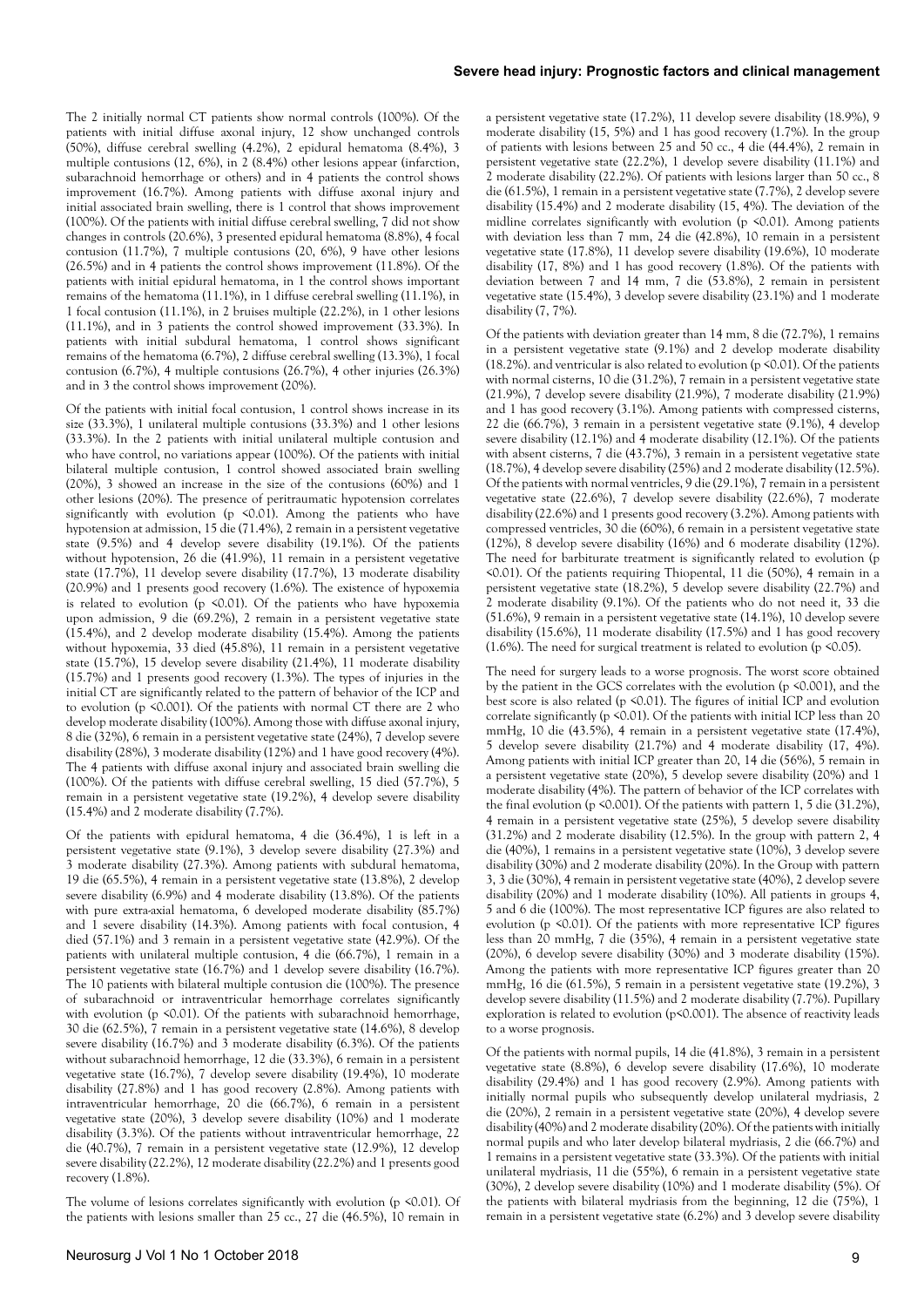The 2 initially normal CT patients show normal controls (100%). Of the patients with initial diffuse axonal injury, 12 show unchanged controls (50%), diffuse cerebral swelling (4.2%), 2 epidural hematoma (8.4%), 3 multiple contusions (12, 6%), in 2 (8.4%) other lesions appear (infarction, subarachnoid hemorrhage or others) and in 4 patients the control shows improvement (16.7%). Among patients with diffuse axonal injury and initial associated brain swelling, there is 1 control that shows improvement (100%). Of the patients with initial diffuse cerebral swelling, 7 did not show changes in controls (20.6%), 3 presented epidural hematoma (8.8%), 4 focal contusion (11.7%), 7 multiple contusions (20, 6%), 9 have other lesions (26.5%) and in 4 patients the control shows improvement (11.8%). Of the patients with initial epidural hematoma, in 1 the control shows important remains of the hematoma (11.1%), in 1 diffuse cerebral swelling (11.1%), in 1 focal contusion (11.1%), in 2 bruises multiple (22.2%), in 1 other lesions (11.1%), and in 3 patients the control showed improvement (33.3%). In patients with initial subdural hematoma, 1 control shows significant remains of the hematoma (6.7%), 2 diffuse cerebral swelling (13.3%), 1 focal contusion (6.7%), 4 multiple contusions (26.7%), 4 other injuries (26.3%) and in 3 the control shows improvement (20%).

Of the patients with initial focal contusion, 1 control shows increase in its size (33.3%), 1 unilateral multiple contusions (33.3%) and 1 other lesions (33.3%). In the 2 patients with initial unilateral multiple contusion and who have control, no variations appear (100%). Of the patients with initial bilateral multiple contusion, 1 control showed associated brain swelling (20%), 3 showed an increase in the size of the contusions (60%) and 1 other lesions (20%). The presence of peritraumatic hypotension correlates significantly with evolution ($p < 0.01$). Among the patients who have hypotension at admission, 15 die (71.4%), 2 remain in a persistent vegetative state (9.5%) and 4 develop severe disability (19.1%). Of the patients without hypotension, 26 die (41.9%), 11 remain in a persistent vegetative state (17.7%), 11 develop severe disability (17.7%), 13 moderate disability (20.9%) and 1 presents good recovery (1.6%). The existence of hypoxemia is related to evolution ($p < 0.01$). Of the patients who have hypoxemia upon admission, 9 die (69.2%), 2 remain in a persistent vegetative state (15.4%), and 2 develop moderate disability (15.4%). Among the patients without hypoxemia, 33 died (45.8%), 11 remain in a persistent vegetative state (15.7%), 15 develop severe disability (21.4%), 11 moderate disability (15.7%) and 1 presents good recovery (1.3%). The types of injuries in the initial CT are significantly related to the pattern of behavior of the ICP and to evolution ($p < 0.001$). Of the patients with normal CT there are 2 who develop moderate disability (100%). Among those with diffuse axonal injury, 8 die (32%), 6 remain in a persistent vegetative state (24%), 7 develop severe disability (28%), 3 moderate disability (12%) and 1 have good recovery (4%). The 4 patients with diffuse axonal injury and associated brain swelling die (100%). Of the patients with diffuse cerebral swelling, 15 died (57.7%), 5 remain in a persistent vegetative state (19.2%), 4 develop severe disability (15.4%) and 2 moderate disability (7.7%).

Of the patients with epidural hematoma, 4 die (36.4%), 1 is left in a persistent vegetative state (9.1%), 3 develop severe disability (27.3%) and 3 moderate disability (27.3%). Among patients with subdural hematoma, 19 die (65.5%), 4 remain in a persistent vegetative state (13.8%), 2 develop severe disability (6.9%) and 4 moderate disability (13.8%). Of the patients with pure extra-axial hematoma, 6 developed moderate disability (85.7%) and 1 severe disability (14.3%). Among patients with focal contusion, 4 died (57.1%) and 3 remain in a persistent vegetative state (42.9%). Of the patients with unilateral multiple contusion, 4 die (66.7%), 1 remain in a persistent vegetative state (16.7%) and 1 develop severe disability (16.7%). The 10 patients with bilateral multiple contusion die (100%). The presence of subarachnoid or intraventricular hemorrhage correlates significantly with evolution ($p < 0.01$). Of the patients with subarachnoid hemorrhage, 30 die (62.5%), 7 remain in a persistent vegetative state (14.6%), 8 develop severe disability (16.7%) and 3 moderate disability (6.3%). Of the patients without subarachnoid hemorrhage, 12 die (33.3%), 6 remain in a persistent vegetative state (16.7%), 7 develop severe disability (19.4%), 10 moderate disability (27.8%) and 1 has good recovery (2.8%). Among patients with intraventricular hemorrhage, 20 die (66.7%), 6 remain in a persistent vegetative state (20%), 3 develop severe disability (10%) and 1 moderate disability (3.3%). Of the patients without intraventricular hemorrhage, 22 die (40.7%), 7 remain in a persistent vegetative state (12.9%), 12 develop severe disability (22.2%), 12 moderate disability (22.2%) and 1 presents good recovery (1.8%).

The volume of lesions correlates significantly with evolution ($p < 0.01$). Of the patients with lesions smaller than 25 cc., 27 die (46.5%), 10 remain in a persistent vegetative state (17.2%), 11 develop severe disability (18.9%), 9 moderate disability (15, 5%) and 1 has good recovery (1.7%). In the group of patients with lesions between 25 and 50 cc., 4 die (44.4%), 2 remain in persistent vegetative state (22.2%), 1 develop severe disability (11.1%) and 2 moderate disability (22.2%). Of patients with lesions larger than 50 cc., 8 die (61.5%), 1 remain in a persistent vegetative state (7.7%), 2 develop severe disability (15.4%) and 2 moderate disability (15, 4%). The deviation of the midline correlates significantly with evolution ($p < 0.01$). Among patients with deviation less than 7 mm, 24 die (42.8%), 10 remain in a persistent vegetative state (17.8%), 11 develop severe disability (19.6%), 10 moderate disability (17, 8%) and 1 has good recovery (1.8%). Of the patients with deviation between 7 and 14 mm, 7 die (53.8%), 2 remain in persistent vegetative state (15.4%), 3 develop severe disability (23.1%) and 1 moderate disability (7, 7%).

Of the patients with deviation greater than 14 mm, 8 die (72.7%), 1 remains in a persistent vegetative state (9.1%) and 2 develop moderate disability (18.2%). and ventricular is also related to evolution ($p < 0.01$). Of the patients with normal cisterns, 10 die (31.2%), 7 remain in a persistent vegetative state (21.9%), 7 develop severe disability (21.9%), 7 moderate disability (21.9%) and 1 has good recovery (3.1%). Among patients with compressed cisterns, 22 die (66.7%), 3 remain in a persistent vegetative state (9.1%), 4 develop severe disability (12.1%) and 4 moderate disability (12.1%). Of the patients with absent cisterns, 7 die (43.7%), 3 remain in a persistent vegetative state (18.7%), 4 develop severe disability (25%) and 2 moderate disability (12.5%). Of the patients with normal ventricles, 9 die (29.1%), 7 remain in a persistent vegetative state (22.6%), 7 develop severe disability (22.6%), 7 moderate disability (22.6%) and 1 presents good recovery (3.2%). Among patients with compressed ventricles, 30 die (60%), 6 remain in a persistent vegetative state (12%), 8 develop severe disability (16%) and 6 moderate disability (12%). The need for barbiturate treatment is significantly related to evolution ($p < 0.01$). Of the patients requiring Thiopental, 11 die (50%), 4 remain in a persistent vegetative state (18.2%), 5 develop severe disability (22.7%) and 2 moderate disability (9.1%). Of the patients who do not need it, 33 die (51.6%), 9 remain in a persistent vegetative state (14.1%), 10 develop severe disability (15.6%), 11 moderate disability (17.5%) and 1 has good recovery (1.6%). The need for surgical treatment is related to evolution ($p < 0.05$).

The need for surgery leads to a worse prognosis. The worst score obtained by the patient in the GCS correlates with the evolution ($p < 0.001$), and the best score is also related ($p < 0.01$). The figures of initial ICP and evolution correlate significantly ($p < 0.01$). Of the patients with initial ICP less than 20 mmHg, 10 die (43.5%), 4 remain in a persistent vegetative state (17.4%), 5 develop severe disability (21.7%) and 4 moderate disability (17, 4%). Among patients with initial ICP greater than 20, 14 die (56%), 5 remain in a persistent vegetative state (20%), 5 develop severe disability (20%) and 1 moderate disability (4%). The pattern of behavior of the ICP correlates with the final evolution ($p < 0.001$). Of the patients with pattern 1, 5 die (31.2%), 4 remain in a persistent vegetative state (25%), 5 develop severe disability (31.2%) and 2 moderate disability (12.5%). In the group with pattern 2, 4 die (40%), 1 remains in a persistent vegetative state (10%), 3 develop severe disability (30%) and 2 moderate disability (20%). In the Group with pattern 3, 3 die (30%), 4 remain in persistent vegetative state (40%), 2 develop severe disability (20%) and 1 moderate disability (10%). All patients in groups 4, 5 and 6 die (100%). The most representative ICP figures are also related to evolution ($p < 0.01$). Of the patients with more representative ICP figures less than 20 mmHg, 7 die (35%), 4 remain in a persistent vegetative state (20%), 6 develop severe disability (30%) and 3 moderate disability (15%). Among the patients with more representative ICP figures greater than 20 mmHg, 16 die (61.5%), 5 remain in a persistent vegetative state (19.2%), 3 develop severe disability (11.5%) and 2 moderate disability (7.7%). Pupillary exploration is related to evolution ($p < 0.001$). The absence of reactivity leads to a worse prognosis.

Of the patients with normal pupils, 14 die (41.8%), 3 remain in a persistent vegetative state (8.8%), 6 develop severe disability (17.6%), 10 moderate disability (29.4%) and 1 has good recovery (2.9%). Among patients with initially normal pupils who subsequently develop unilateral mydriasis, 2 die (20%), 2 remain in a persistent vegetative state (20%), 4 develop severe disability (40%) and 2 moderate disability (20%). Of the patients with initially normal pupils and who later develop bilateral mydriasis, 2 die (66.7%) and 1 remains in a persistent vegetative state (33.3%). Of the patients with initial unilateral mydriasis, 11 die (55%), 6 remain in a persistent vegetative state (30%), 2 develop severe disability (10%) and 1 moderate disability (5%). Of the patients with bilateral mydriasis from the beginning, 12 die (75%), 1 remain in a persistent vegetative state (6.2%) and 3 develop severe disability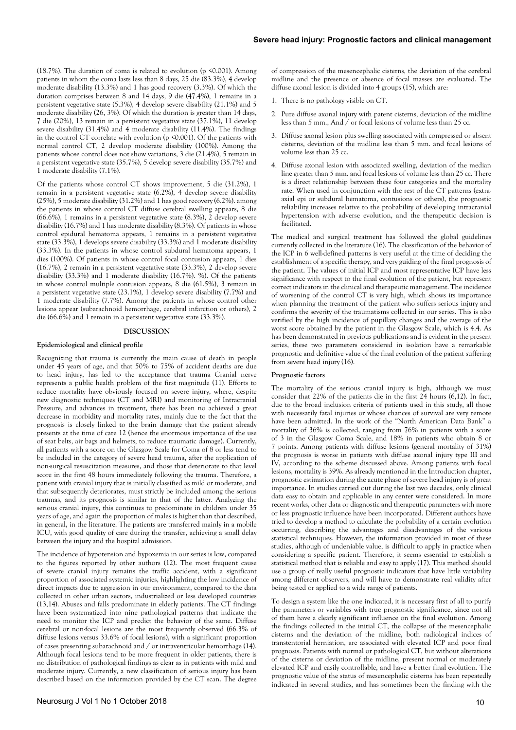(18.7%). The duration of coma is related to evolution ($p < 0.001$). Among patients in whom the coma lasts less than 8 days, 25 die (83.3%), 4 develop moderate disability (13.3%) and 1 has good recovery (3.3%). Of which the duration comprises between 8 and 14 days, 9 die (47.4%), 1 remains in a persistent vegetative state (5.3%), 4 develop severe disability (21.1%) and 5 moderate disability (26, 3%). Of which the duration is greater than 14 days, 7 die (20%), 13 remain in a persistent vegetative state (37.1%), 11 develop severe disability (31.4%) and 4 moderate disability (11.4%). The findings in the control CT correlate with evolution ($p < 0.001$). Of the patients with normal control CT, 2 develop moderate disability (100%). Among the patients whose control does not show variations, 3 die (21.4%), 5 remain in a persistent vegetative state (35.7%), 5 develop severe disability (35.7%) and 1 moderate disability (7.1%).

Of the patients whose control CT shows improvement, 5 die (31.2%), 1 remain in a persistent vegetative state (6.2%), 4 develop severe disability (25%), 5 moderate disability (31.2%) and 1 has good recovery (6.2%). among the patients in whose control CT diffuse cerebral swelling appears, 8 die (66.6%), 1 remains in a persistent vegetative state (8.3%), 2 develop severe disability (16.7%) and 1 has moderate disability (8.3%). Of patients in whose control epidural hematoma appears, 1 remains in a persistent vegetative state (33.3%), 1 develops severe disability (33.3%) and 1 moderate disability (33.3%). In the patients in whose control subdural hematoma appears, 1 dies (100%). Of patients in whose control focal contusion appears, 1 dies (16.7%), 2 remain in a persistent vegetative state (33.3%), 2 develop severe disability (33.3%) and 1 moderate disability (16.7%). %). Of the patients in whose control multiple contusion appears, 8 die (61.5%), 3 remain in a persistent vegetative state (23.1%), 1 develop severe disability (7.7%) and 1 moderate disability (7.7%). Among the patients in whose control other lesions appear (subarachnoid hemorrhage, cerebral infarction or others), 2 die (66.6%) and 1 remain in a persistent vegetative state (33.3%).

## DISCUSSION

### Epidemiological and clinical profile

Recognizing that trauma is currently the main cause of death in people under 45 years of age, and that 50% to 75% of accident deaths are due to head injury, has led to the acceptance that trauma Cranial nerve represents a public health problem of the first magnitude (11). Efforts to reduce mortality have obviously focused on severe injury, where, despite new diagnostic techniques (CT and MRI) and monitoring of Intracranial Pressure, and advances in treatment, there has been no achieved a great decrease in morbidity and mortality rates, mainly due to the fact that the prognosis is closely linked to the brain damage that the patient already presents at the time of care 12 (hence the enormous importance of the use of seat belts, air bags and helmets, to reduce traumatic damage). Currently, all patients with a score on the Glasgow Scale for Coma of 8 or less tend to be included in the category of severe head trauma, after the application of non-surgical resuscitation measures, and those that deteriorate to that level score in the first 48 hours immediately following the trauma. Therefore, a patient with cranial injury that is initially classified as mild or moderate, and that subsequently deteriorates, must strictly be included among the serious traumas, and its prognosis is similar to that of the latter. Analyzing the serious cranial injury, this continues to predominate in children under 35 years of age, and again the proportion of males is higher than that described, in general, in the literature. The patients are transferred mainly in a mobile ICU, with good quality of care during the transfer, achieving a small delay between the injury and the hospital admission.

The incidence of hypotension and hypoxemia in our series is low, compared to the figures reported by other authors (12). The most frequent cause of severe cranial injury remains the traffic accident, with a significant proportion of associated systemic injuries, highlighting the low incidence of direct impacts due to aggression in our environment, compared to the data collected in other urban sectors, industrialized or less developed countries (13,14). Abuses and falls predominate in elderly patients. The CT findings have been systematized into nine pathological patterns that indicate the need to monitor the ICP and predict the behavior of the same. Diffuse cerebral or non-focal lesions are the most frequently observed (66.3% of diffuse lesions versus 33.6% of focal lesions), with a significant proportion of cases presenting subarachnoid and / or intraventricular hemorrhage (14). Although focal lesions tend to be more frequent in older patients, there is no distribution of pathological findings as clear as in patients with mild and moderate injury. Currently, a new classification of serious injury has been described based on the information provided by the CT scan. The degree of compression of the mesencephalic cisterns, the deviation of the cerebral midline and the presence or absence of focal masses are evaluated. The diffuse axonal lesion is divided into 4 groups (15), which are:

1. There is no pathology visible on CT.
2. Pure diffuse axonal injury with patent cisterns, deviation of the midline less than 5 mm., And / or focal lesions of volume less than 25 cc.
3. Diffuse axonal lesion plus swelling associated with compressed or absent cisterns, deviation of the midline less than 5 mm. and focal lesions of volume less than 25 cc.
4. Diffuse axonal lesion with associated swelling, deviation of the median line greater than 5 mm. and focal lesions of volume less than 25 cc. There is a direct relationship between these four categories and the mortality rate. When used in conjunction with the rest of the CT patterns (extra-axial epi or subdural hematoma, contusions or others), the prognostic reliability increases relative to the probability of developing intracranial hypertension with adverse evolution, and the therapeutic decision is facilitated.

The medical and surgical treatment has followed the global guidelines currently collected in the literature (16). The classification of the behavior of the ICP in 6 well-defined patterns is very useful at the time of deciding the establishment of a specific therapy, and very guiding of the final prognosis of the patient. The values of initial ICP and most representative ICP have less significance with respect to the final evolution of the patient, but represent correct indicators in the clinical and therapeutic management. The incidence of worsening of the control CT is very high, which shows its importance when planning the treatment of the patient who suffers serious injury and confirms the severity of the traumatisms collected in our series. This is also verified by the high incidence of pupillary changes and the average of the worst score obtained by the patient in the Glasgow Scale, which is 4.4. As has been demonstrated in previous publications and is evident in the present series, these two parameters considered in isolation have a remarkable prognostic and definitive value of the final evolution of the patient suffering from severe head injury (16).

### Prognostic factors

The mortality of the serious cranial injury is high, although we must consider that 22% of the patients die in the first 24 hours (6,12). In fact, due to the broad inclusion criteria of patients used in this study, all those with necessarily fatal injuries or whose chances of survival are very remote have been admitted. In the work of the "North American Data Bank" a mortality of 36% is collected, ranging from 76% in patients with a score of 3 in the Glasgow Coma Scale, and 18% in patients who obtain 8 or 7 points. Among patients with diffuse lesions (general mortality of 31%) the prognosis is worse in patients with diffuse axonal injury type III and IV, according to the scheme discussed above. Among patients with focal lesions, mortality is 39%. As already mentioned in the Introduction chapter, prognostic estimation during the acute phase of severe head injury is of great importance. In studies carried out during the last two decades, only clinical data easy to obtain and applicable in any center were considered. In more recent works, other data or diagnostic and therapeutic parameters with more or less prognostic influence have been incorporated. Different authors have tried to develop a method to calculate the probability of a certain evolution occurring, describing the advantages and disadvantages of the various statistical techniques. However, the information provided in most of these studies, although of undeniable value, is difficult to apply in practice when considering a specific patient. Therefore, it seems essential to establish a statistical method that is reliable and easy to apply (17). This method should use a group of really useful prognostic indicators that have little variability among different observers, and will have to demonstrate real validity after being tested or applied to a wide range of patients.

To design a system like the one indicated, it is necessary first of all to purify the parameters or variables with true prognostic significance, since not all of them have a clearly significant influence on the final evolution. Among the findings collected in the initial CT, the collapse of the mesencephalic cisterns and the deviation of the midline, both radiological indices of transtentorial herniation, are associated with elevated ICP and poor final prognosis. Patients with normal or pathological CT, but without alterations of the cisterns or deviation of the midline, present normal or moderately elevated ICP and easily controllable, and have a better final evolution. The prognostic value of the status of mesencephalic cisterns has been repeatedly indicated in several studies, and has sometimes been the finding with the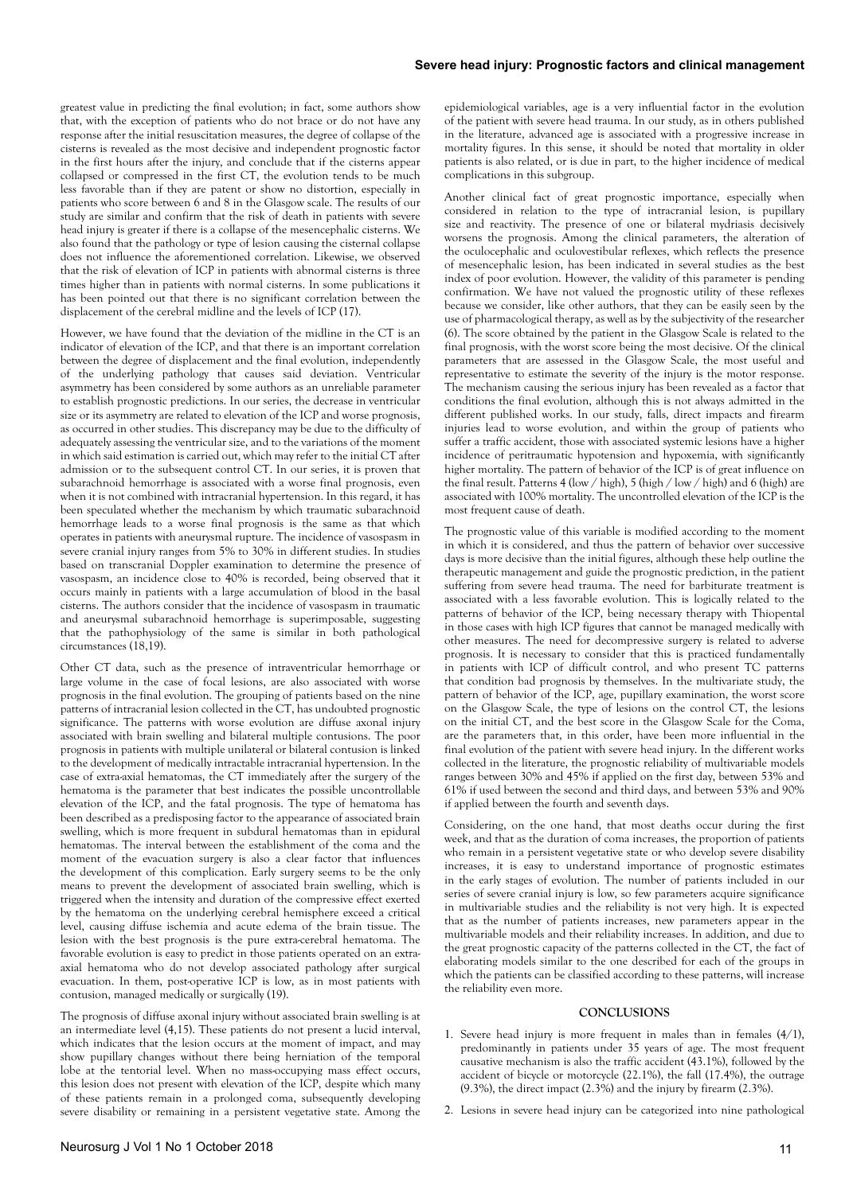greatest value in predicting the final evolution; in fact, some authors show that, with the exception of patients who do not brace or do not have any response after the initial resuscitation measures, the degree of collapse of the cisterns is revealed as the most decisive and independent prognostic factor in the first hours after the injury, and conclude that if the cisterns appear collapsed or compressed in the first CT, the evolution tends to be much less favorable than if they are patent or show no distortion, especially in patients who score between 6 and 8 in the Glasgow scale. The results of our study are similar and confirm that the risk of death in patients with severe head injury is greater if there is a collapse of the mesencephalic cisterns. We also found that the pathology or type of lesion causing the cisternal collapse does not influence the aforementioned correlation. Likewise, we observed that the risk of elevation of ICP in patients with abnormal cisterns is three times higher than in patients with normal cisterns. In some publications it has been pointed out that there is no significant correlation between the displacement of the cerebral midline and the levels of ICP (17).

However, we have found that the deviation of the midline in the CT is an indicator of elevation of the ICP, and that there is an important correlation between the degree of displacement and the final evolution, independently of the underlying pathology that causes said deviation. Ventricular asymmetry has been considered by some authors as an unreliable parameter to establish prognostic predictions. In our series, the decrease in ventricular size or its asymmetry are related to elevation of the ICP and worse prognosis, as occurred in other studies. This discrepancy may be due to the difficulty of adequately assessing the ventricular size, and to the variations of the moment in which said estimation is carried out, which may refer to the initial CT after admission or to the subsequent control CT. In our series, it is proven that subarachnoid hemorrhage is associated with a worse final prognosis, even when it is not combined with intracranial hypertension. In this regard, it has been speculated whether the mechanism by which traumatic subarachnoid hemorrhage leads to a worse final prognosis is the same as that which operates in patients with aneurysmal rupture. The incidence of vasospasm in severe cranial injury ranges from 5% to 30% in different studies. In studies based on transcranial Doppler examination to determine the presence of vasospasm, an incidence close to 40% is recorded, being observed that it occurs mainly in patients with a large accumulation of blood in the basal cisterns. The authors consider that the incidence of vasospasm in traumatic and aneurysmal subarachnoid hemorrhage is superimposable, suggesting that the pathophysiology of the same is similar in both pathological circumstances (18,19).

Other CT data, such as the presence of intraventricular hemorrhage or large volume in the case of focal lesions, are also associated with worse prognosis in the final evolution. The grouping of patients based on the nine patterns of intracranial lesion collected in the CT, has undoubted prognostic significance. The patterns with worse evolution are diffuse axonal injury associated with brain swelling and bilateral multiple contusions. The poor prognosis in patients with multiple unilateral or bilateral contusion is linked to the development of medically intractable intracranial hypertension. In the case of extra-axial hematomas, the CT immediately after the surgery of the hematoma is the parameter that best indicates the possible uncontrollable elevation of the ICP, and the fatal prognosis. The type of hematoma has been described as a predisposing factor to the appearance of associated brain swelling, which is more frequent in subdural hematomas than in epidural hematomas. The interval between the establishment of the coma and the moment of the evacuation surgery is also a clear factor that influences the development of this complication. Early surgery seems to be the only means to prevent the development of associated brain swelling, which is triggered when the intensity and duration of the compressive effect exerted by the hematoma on the underlying cerebral hemisphere exceed a critical level, causing diffuse ischemia and acute edema of the brain tissue. The lesion with the best prognosis is the pure extra-cerebral hematoma. The favorable evolution is easy to predict in those patients operated on an extra-axial hematoma who do not develop associated pathology after surgical evacuation. In them, post-operative ICP is low, as in most patients with contusion, managed medically or surgically (19).

The prognosis of diffuse axonal injury without associated brain swelling is at an intermediate level (4,15). These patients do not present a lucid interval, which indicates that the lesion occurs at the moment of impact, and may show pupillary changes without there being herniation of the temporal lobe at the tentorial level. When no mass-occupying mass effect occurs, this lesion does not present with elevation of the ICP, despite which many of these patients remain in a prolonged coma, subsequently developing severe disability or remaining in a persistent vegetative state. Among the epidemiological variables, age is a very influential factor in the evolution of the patient with severe head trauma. In our study, as in others published in the literature, advanced age is associated with a progressive increase in mortality figures. In this sense, it should be noted that mortality in older patients is also related, or is due in part, to the higher incidence of medical complications in this subgroup.

Another clinical fact of great prognostic importance, especially when considered in relation to the type of intracranial lesion, is pupillary size and reactivity. The presence of one or bilateral mydriasis decisively worsens the prognosis. Among the clinical parameters, the alteration of the oculocephalic and oculovestibular reflexes, which reflects the presence of mesencephalic lesion, has been indicated in several studies as the best index of poor evolution. However, the validity of this parameter is pending confirmation. We have not valued the prognostic utility of these reflexes because we consider, like other authors, that they can be easily seen by the use of pharmacological therapy, as well as by the subjectivity of the researcher (6). The score obtained by the patient in the Glasgow Scale is related to the final prognosis, with the worst score being the most decisive. Of the clinical parameters that are assessed in the Glasgow Scale, the most useful and representative to estimate the severity of the injury is the motor response. The mechanism causing the serious injury has been revealed as a factor that conditions the final evolution, although this is not always admitted in the different published works. In our study, falls, direct impacts and firearm injuries lead to worse evolution, and within the group of patients who suffer a traffic accident, those with associated systemic lesions have a higher incidence of peritraumatic hypotension and hypoxemia, with significantly higher mortality. The pattern of behavior of the ICP is of great influence on the final result. Patterns 4 (low / high), 5 (high / low / high) and 6 (high) are associated with 100% mortality. The uncontrolled elevation of the ICP is the most frequent cause of death.

The prognostic value of this variable is modified according to the moment in which it is considered, and thus the pattern of behavior over successive days is more decisive than the initial figures, although these help outline the therapeutic management and guide the prognostic prediction, in the patient suffering from severe head trauma. The need for barbiturate treatment is associated with a less favorable evolution. This is logically related to the patterns of behavior of the ICP, being necessary therapy with Thiopental in those cases with high ICP figures that cannot be managed medically with other measures. The need for decompressive surgery is related to adverse prognosis. It is necessary to consider that this is practiced fundamentally in patients with ICP of difficult control, and who present TC patterns that condition bad prognosis by themselves. In the multivariate study, the pattern of behavior of the ICP, age, pupillary examination, the worst score on the Glasgow Scale, the type of lesions on the control CT, the lesions on the initial CT, and the best score in the Glasgow Scale for the Coma, are the parameters that, in this order, have been more influential in the final evolution of the patient with severe head injury. In the different works collected in the literature, the prognostic reliability of multivariable models ranges between 30% and 45% if applied on the first day, between 53% and 61% if used between the second and third days, and between 53% and 90% if applied between the fourth and seventh days.

Considering, on the one hand, that most deaths occur during the first week, and that as the duration of coma increases, the proportion of patients who remain in a persistent vegetative state or who develop severe disability increases, it is easy to understand importance of prognostic estimates in the early stages of evolution. The number of patients included in our series of severe cranial injury is low, so few parameters acquire significance in multivariable studies and the reliability is not very high. It is expected that as the number of patients increases, new parameters appear in the multivariable models and their reliability increases. In addition, and due to the great prognostic capacity of the patterns collected in the CT, the fact of elaborating models similar to the one described for each of the groups in which the patients can be classified according to these patterns, will increase the reliability even more.

## CONCLUSIONS

1. Severe head injury is more frequent in males than in females (4/1), predominantly in patients under 35 years of age. The most frequent causative mechanism is also the traffic accident (43.1%), followed by the accident of bicycle or motorcycle (22.1%), the fall (17.4%), the outrage (9.3%), the direct impact (2.3%) and the injury by firearm (2.3%).

2. Lesions in severe head injury can be categorized into nine pathological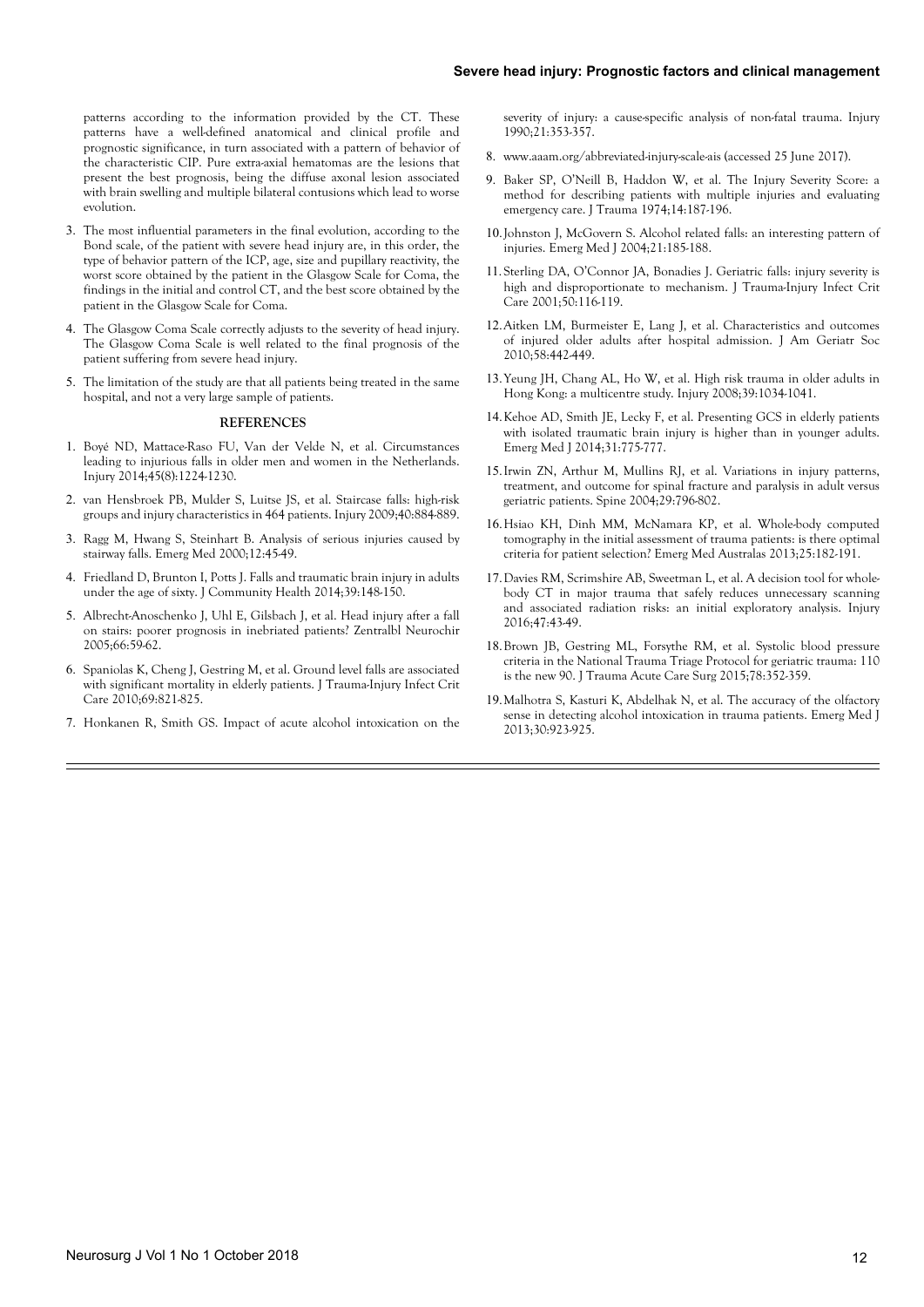patterns according to the information provided by the CT. These patterns have a well-defined anatomical and clinical profile and prognostic significance, in turn associated with a pattern of behavior of the characteristic CIP. Pure extra-axial hematomas are the lesions that present the best prognosis, being the diffuse axonal lesion associated with brain swelling and multiple bilateral contusions which lead to worse evolution.

3. The most influential parameters in the final evolution, according to the Bond scale, of the patient with severe head injury are, in this order, the type of behavior pattern of the ICP, age, size and pupillary reactivity, the worst score obtained by the patient in the Glasgow Scale for Coma, the findings in the initial and control CT, and the best score obtained by the patient in the Glasgow Scale for Coma.

4. The Glasgow Coma Scale correctly adjusts to the severity of head injury. The Glasgow Coma Scale is well related to the final prognosis of the patient suffering from severe head injury.

5. The limitation of the study are that all patients being treated in the same hospital, and not a very large sample of patients.

## REFERENCES

1. Boyé ND, Mattace-Raso FU, Van der Velde N, et al. Circumstances leading to injurious falls in older men and women in the Netherlands. Injury 2014;45(8):1224-1230.
2. van Hensbroek PB, Mulder S, Luitse JS, et al. Staircase falls: high-risk groups and injury characteristics in 464 patients. Injury 2009;40:884-889.
3. Ragg M, Hwang S, Steinhart B. Analysis of serious injuries caused by stairway falls. Emerg Med 2000;12:45-49.
4. Friedland D, Brunton I, Potts J. Falls and traumatic brain injury in adults under the age of sixty. J Community Health 2014;39:148-150.
5. Albrecht-Anoschenko J, Uhl E, Gilsbach J, et al. Head injury after a fall on stairs: poorer prognosis in inebriated patients? Zentralbl Neurochir 2005;66:59-62.
6. Spaniolas K, Cheng J, Gestring M, et al. Ground level falls are associated with significant mortality in elderly patients. J Trauma-Injury Infect Crit Care 2010;69:821-825.
7. Honkanen R, Smith GS. Impact of acute alcohol intoxication on the severity of injury: a cause-specific analysis of non-fatal trauma. Injury 1990;21:353-357.
8. www.aaam.org/abbreviated-injury-scale-ais (accessed 25 June 2017).
9. Baker SP, O'Neill B, Haddon W, et al. The Injury Severity Score: a method for describing patients with multiple injuries and evaluating emergency care. J Trauma 1974;14:187-196.
10. Johnston J, McGovern S. Alcohol related falls: an interesting pattern of injuries. Emerg Med J 2004;21:185-188.
11. Sterling DA, O'Connor JA, Bonadies J. Geriatric falls: injury severity is high and disproportionate to mechanism. J Trauma-Injury Infect Crit Care 2001;50:116-119.
12. Aitken LM, Burmeister E, Lang J, et al. Characteristics and outcomes of injured older adults after hospital admission. J Am Geriatr Soc 2010;58:442-449.
13. Yeung JH, Chang AL, Ho W, et al. High risk trauma in older adults in Hong Kong: a multicentre study. Injury 2008;39:1034-1041.
14. Kehoe AD, Smith JE, Lecky F, et al. Presenting GCS in elderly patients with isolated traumatic brain injury is higher than in younger adults. Emerg Med J 2014;31:775-777.
15. Irwin ZN, Arthur M, Mullins RJ, et al. Variations in injury patterns, treatment, and outcome for spinal fracture and paralysis in adult versus geriatric patients. Spine 2004;29:796-802.
16. Hsiao KH, Dinh MM, McNamara KP, et al. Whole-body computed tomography in the initial assessment of trauma patients: is there optimal criteria for patient selection? Emerg Med Australas 2013;25:182-191.
17. Davies RM, Scrimshire AB, Sweetman L, et al. A decision tool for whole-body CT in major trauma that safely reduces unnecessary scanning and associated radiation risks: an initial exploratory analysis. Injury 2016;47:43-49.
18. Brown JB, Gestring ML, Forsythe RM, et al. Systolic blood pressure criteria in the National Trauma Triage Protocol for geriatric trauma: 110 is the new 90. J Trauma Acute Care Surg 2015;78:352-359.
19. Malhotra S, Kasturi K, Abdelhak N, et al. The accuracy of the olfactory sense in detecting alcohol intoxication in trauma patients. Emerg Med J 2013;30:923-925.